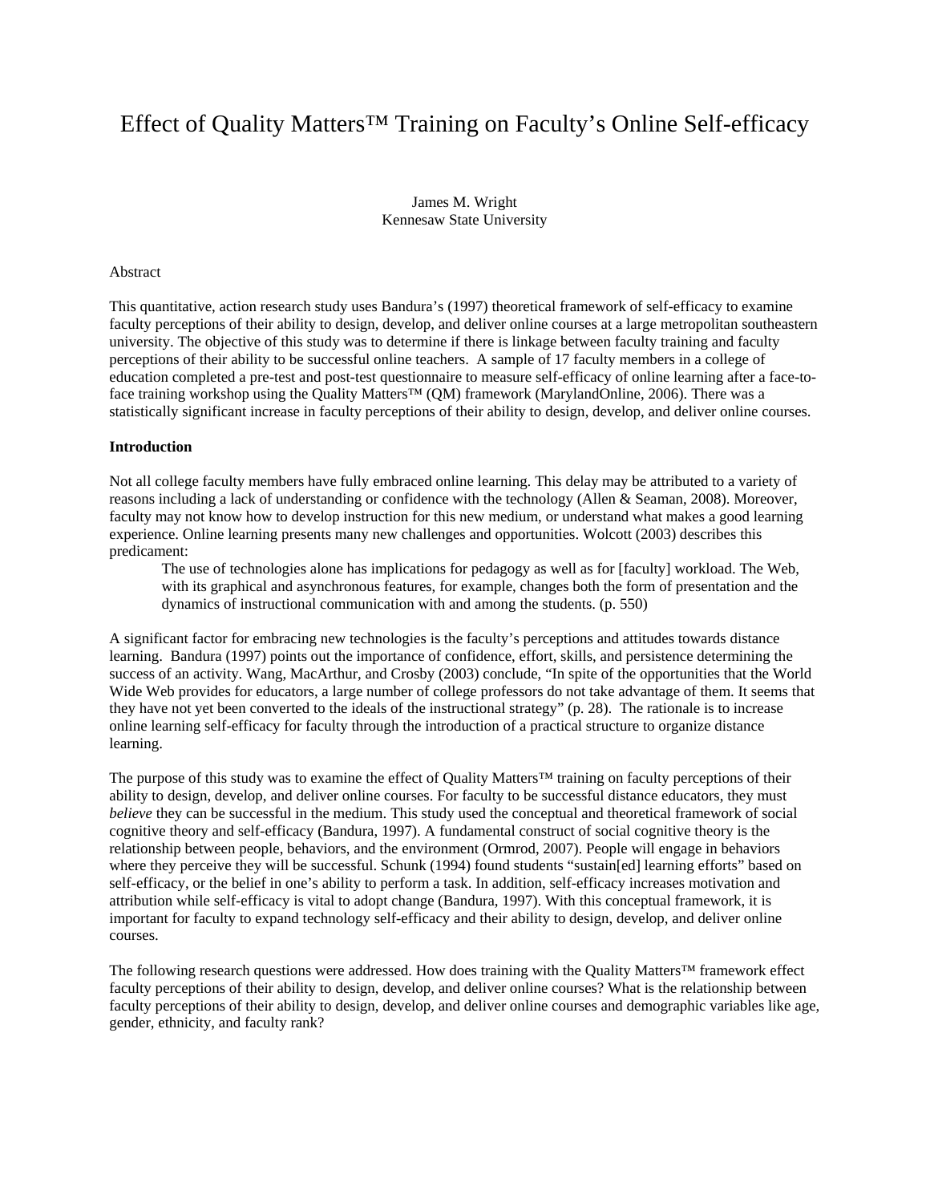# Effect of Quality Matters™ Training on Faculty's Online Self-efficacy

James M. Wright
Kennesaw State University

Abstract

This quantitative, action research study uses Bandura's (1997) theoretical framework of self-efficacy to examine faculty perceptions of their ability to design, develop, and deliver online courses at a large metropolitan southeastern university. The objective of this study was to determine if there is linkage between faculty training and faculty perceptions of their ability to be successful online teachers. A sample of 17 faculty members in a college of education completed a pre-test and post-test questionnaire to measure self-efficacy of online learning after a face-to-face training workshop using the Quality Matters™ (QM) framework (MarylandOnline, 2006). There was a statistically significant increase in faculty perceptions of their ability to design, develop, and deliver online courses.

**Introduction**

Not all college faculty members have fully embraced online learning. This delay may be attributed to a variety of reasons including a lack of understanding or confidence with the technology (Allen & Seaman, 2008). Moreover, faculty may not know how to develop instruction for this new medium, or understand what makes a good learning experience. Online learning presents many new challenges and opportunities. Wolcott (2003) describes this predicament:

> The use of technologies alone has implications for pedagogy as well as for [faculty] workload. The Web, with its graphical and asynchronous features, for example, changes both the form of presentation and the dynamics of instructional communication with and among the students. (p. 550)

A significant factor for embracing new technologies is the faculty's perceptions and attitudes towards distance learning. Bandura (1997) points out the importance of confidence, effort, skills, and persistence determining the success of an activity. Wang, MacArthur, and Crosby (2003) conclude, "In spite of the opportunities that the World Wide Web provides for educators, a large number of college professors do not take advantage of them. It seems that they have not yet been converted to the ideals of the instructional strategy" (p. 28). The rationale is to increase online learning self-efficacy for faculty through the introduction of a practical structure to organize distance learning.

The purpose of this study was to examine the effect of Quality Matters™ training on faculty perceptions of their ability to design, develop, and deliver online courses. For faculty to be successful distance educators, they must *believe* they can be successful in the medium. This study used the conceptual and theoretical framework of social cognitive theory and self-efficacy (Bandura, 1997). A fundamental construct of social cognitive theory is the relationship between people, behaviors, and the environment (Ormrod, 2007). People will engage in behaviors where they perceive they will be successful. Schunk (1994) found students "sustain[ed] learning efforts" based on self-efficacy, or the belief in one's ability to perform a task. In addition, self-efficacy increases motivation and attribution while self-efficacy is vital to adopt change (Bandura, 1997). With this conceptual framework, it is important for faculty to expand technology self-efficacy and their ability to design, develop, and deliver online courses.

The following research questions were addressed. How does training with the Quality Matters™ framework effect faculty perceptions of their ability to design, develop, and deliver online courses? What is the relationship between faculty perceptions of their ability to design, develop, and deliver online courses and demographic variables like age, gender, ethnicity, and faculty rank?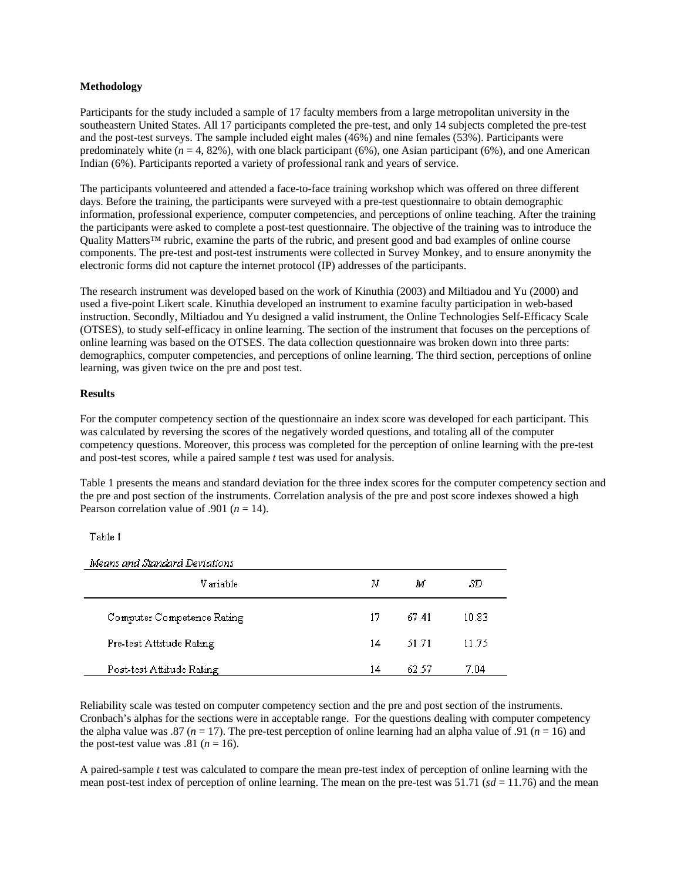**Methodology**

Participants for the study included a sample of 17 faculty members from a large metropolitan university in the southeastern United States. All 17 participants completed the pre-test, and only 14 subjects completed the pre-test and the post-test surveys. The sample included eight males (46%) and nine females (53%). Participants were predominately white ($n$ = 4, 82%), with one black participant (6%), one Asian participant (6%), and one American Indian (6%). Participants reported a variety of professional rank and years of service.

The participants volunteered and attended a face-to-face training workshop which was offered on three different days. Before the training, the participants were surveyed with a pre-test questionnaire to obtain demographic information, professional experience, computer competencies, and perceptions of online teaching. After the training the participants were asked to complete a post-test questionnaire. The objective of the training was to introduce the Quality Matters™ rubric, examine the parts of the rubric, and present good and bad examples of online course components. The pre-test and post-test instruments were collected in Survey Monkey, and to ensure anonymity the electronic forms did not capture the internet protocol (IP) addresses of the participants.

The research instrument was developed based on the work of Kinuthia (2003) and Miltiadou and Yu (2000) and used a five-point Likert scale. Kinuthia developed an instrument to examine faculty participation in web-based instruction. Secondly, Miltiadou and Yu designed a valid instrument, the Online Technologies Self-Efficacy Scale (OTSES), to study self-efficacy in online learning. The section of the instrument that focuses on the perceptions of online learning was based on the OTSES. The data collection questionnaire was broken down into three parts: demographics, computer competencies, and perceptions of online learning. The third section, perceptions of online learning, was given twice on the pre and post test.

**Results**

For the computer competency section of the questionnaire an index score was developed for each participant. This was calculated by reversing the scores of the negatively worded questions, and totaling all of the computer competency questions. Moreover, this process was completed for the perception of online learning with the pre-test and post-test scores, while a paired sample *t* test was used for analysis.

Table 1 presents the means and standard deviation for the three index scores for the computer competency section and the pre and post section of the instruments. Correlation analysis of the pre and post score indexes showed a high Pearson correlation value of .901 ($n$ = 14).

Table 1

*Means and Standard Deviations*

| Variable | *N* | *M* | *SD* |
|---|---|---|---|
| Computer Competence Rating | 17 | 67.41 | 10.83 |
| Pre-test Attitude Rating | 14 | 51.71 | 11.75 |
| Post-test Attitude Rating | 14 | 62.57 | 7.04 |

Reliability scale was tested on computer competency section and the pre and post section of the instruments. Cronbach's alphas for the sections were in acceptable range. For the questions dealing with computer competency the alpha value was .87 ($n$ = 17). The pre-test perception of online learning had an alpha value of .91 ($n$ = 16) and the post-test value was .81 ($n$ = 16).

A paired-sample *t* test was calculated to compare the mean pre-test index of perception of online learning with the mean post-test index of perception of online learning. The mean on the pre-test was 51.71 ($sd$ = 11.76) and the mean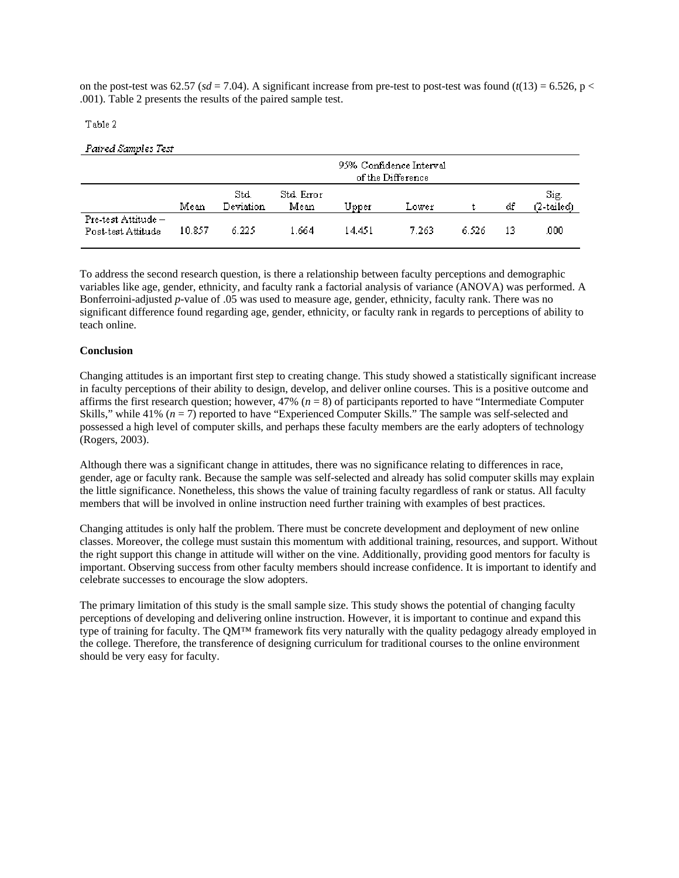on the post-test was 62.57 (*sd* = 7.04). A significant increase from pre-test to post-test was found ($t(13) = 6.526$, $p < .001$). Table 2 presents the results of the paired sample test.

Table 2

*Paired Samples Test*

| | | | | 95% Confidence Interval of the Difference | | | | |
|---|---|---|---|---|---|---|---|---|
| | Mean | Std. Deviation | Std. Error Mean | Upper | Lower | t | df | Sig. (2-tailed) |
| Pre-test Attitude – Post-test Attitude | 10.857 | 6.225 | 1.664 | 14.451 | 7.263 | 6.526 | 13 | .000 |

To address the second research question, is there a relationship between faculty perceptions and demographic variables like age, gender, ethnicity, and faculty rank a factorial analysis of variance (ANOVA) was performed. A Bonferroini-adjusted *p*-value of .05 was used to measure age, gender, ethnicity, faculty rank. There was no significant difference found regarding age, gender, ethnicity, or faculty rank in regards to perceptions of ability to teach online.

**Conclusion**

Changing attitudes is an important first step to creating change. This study showed a statistically significant increase in faculty perceptions of their ability to design, develop, and deliver online courses. This is a positive outcome and affirms the first research question; however, 47% (*n* = 8) of participants reported to have "Intermediate Computer Skills," while 41% (*n* = 7) reported to have "Experienced Computer Skills." The sample was self-selected and possessed a high level of computer skills, and perhaps these faculty members are the early adopters of technology (Rogers, 2003).

Although there was a significant change in attitudes, there was no significance relating to differences in race, gender, age or faculty rank. Because the sample was self-selected and already has solid computer skills may explain the little significance. Nonetheless, this shows the value of training faculty regardless of rank or status. All faculty members that will be involved in online instruction need further training with examples of best practices.

Changing attitudes is only half the problem. There must be concrete development and deployment of new online classes. Moreover, the college must sustain this momentum with additional training, resources, and support. Without the right support this change in attitude will wither on the vine. Additionally, providing good mentors for faculty is important. Observing success from other faculty members should increase confidence. It is important to identify and celebrate successes to encourage the slow adopters.

The primary limitation of this study is the small sample size. This study shows the potential of changing faculty perceptions of developing and delivering online instruction. However, it is important to continue and expand this type of training for faculty. The QM™ framework fits very naturally with the quality pedagogy already employed in the college. Therefore, the transference of designing curriculum for traditional courses to the online environment should be very easy for faculty.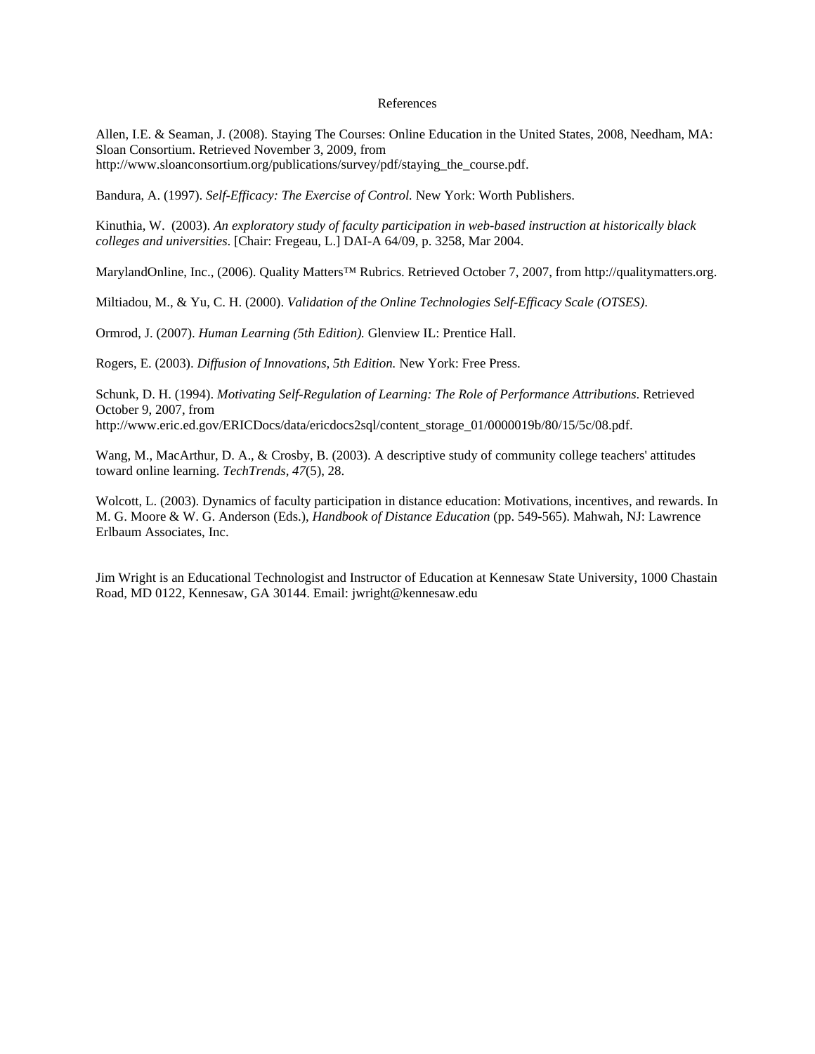## References

Allen, I.E. & Seaman, J. (2008). Staying The Courses: Online Education in the United States, 2008, Needham, MA: Sloan Consortium. Retrieved November 3, 2009, from http://www.sloanconsortium.org/publications/survey/pdf/staying_the_course.pdf.

Bandura, A. (1997). *Self-Efficacy: The Exercise of Control.* New York: Worth Publishers.

Kinuthia, W. (2003). *An exploratory study of faculty participation in web-based instruction at historically black colleges and universities*. [Chair: Fregeau, L.] DAI-A 64/09, p. 3258, Mar 2004.

MarylandOnline, Inc., (2006). Quality Matters™ Rubrics. Retrieved October 7, 2007, from http://qualitymatters.org.

Miltiadou, M., & Yu, C. H. (2000). *Validation of the Online Technologies Self-Efficacy Scale (OTSES)*.

Ormrod, J. (2007). *Human Learning (5th Edition).* Glenview IL: Prentice Hall.

Rogers, E. (2003). *Diffusion of Innovations, 5th Edition.* New York: Free Press.

Schunk, D. H. (1994). *Motivating Self-Regulation of Learning: The Role of Performance Attributions*. Retrieved October 9, 2007, from http://www.eric.ed.gov/ERICDocs/data/ericdocs2sql/content_storage_01/0000019b/80/15/5c/08.pdf.

Wang, M., MacArthur, D. A., & Crosby, B. (2003). A descriptive study of community college teachers' attitudes toward online learning. *TechTrends, 47*(5), 28.

Wolcott, L. (2003). Dynamics of faculty participation in distance education: Motivations, incentives, and rewards. In M. G. Moore & W. G. Anderson (Eds.), *Handbook of Distance Education* (pp. 549-565). Mahwah, NJ: Lawrence Erlbaum Associates, Inc.

Jim Wright is an Educational Technologist and Instructor of Education at Kennesaw State University, 1000 Chastain Road, MD 0122, Kennesaw, GA 30144. Email: jwright@kennesaw.edu